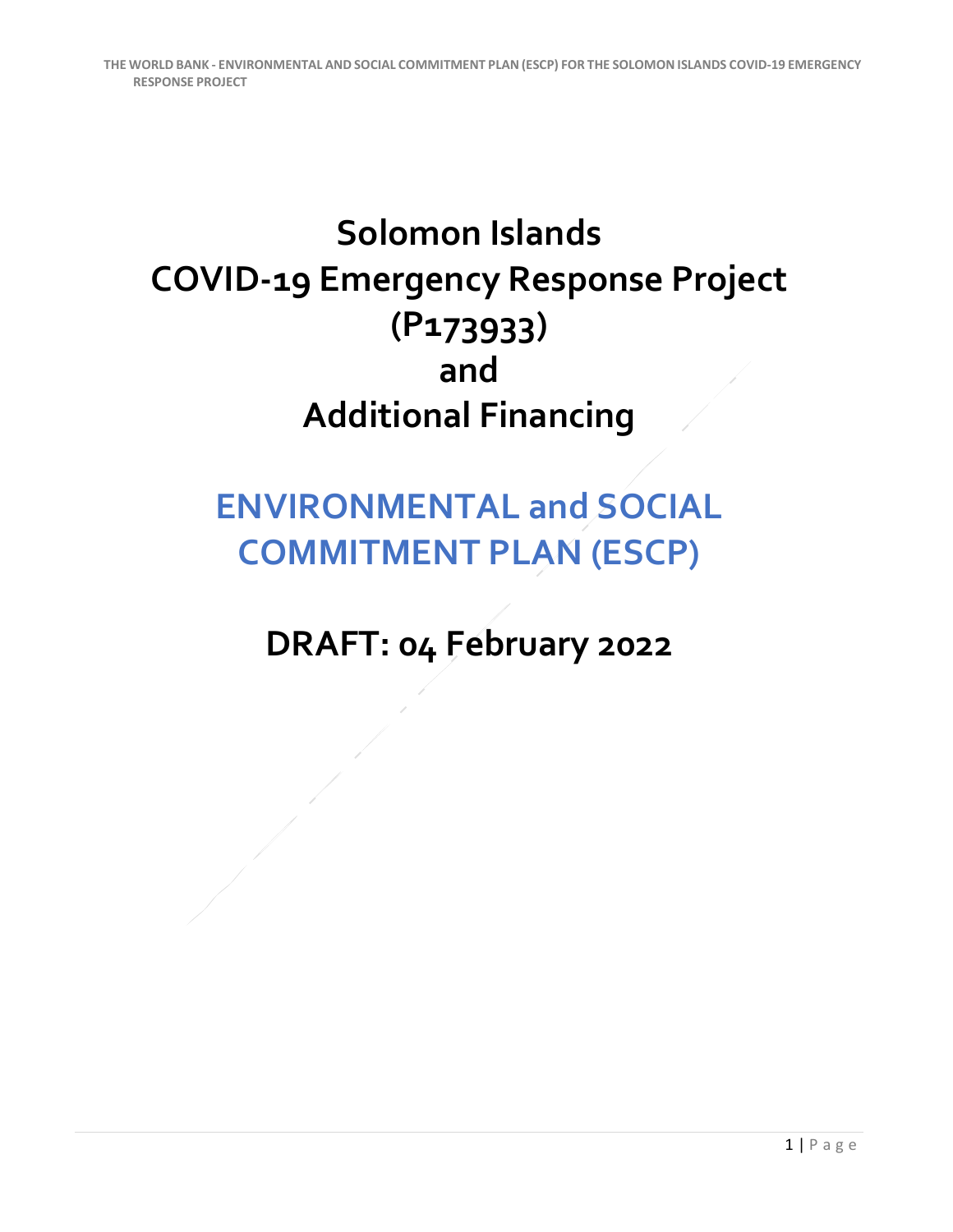# Solomon Islands
# COVID-19 Emergency Response Project (P173933)
# and
# Additional Financing

## ENVIRONMENTAL and SOCIAL COMMITMENT PLAN (ESCP)

## DRAFT: 04 February 2022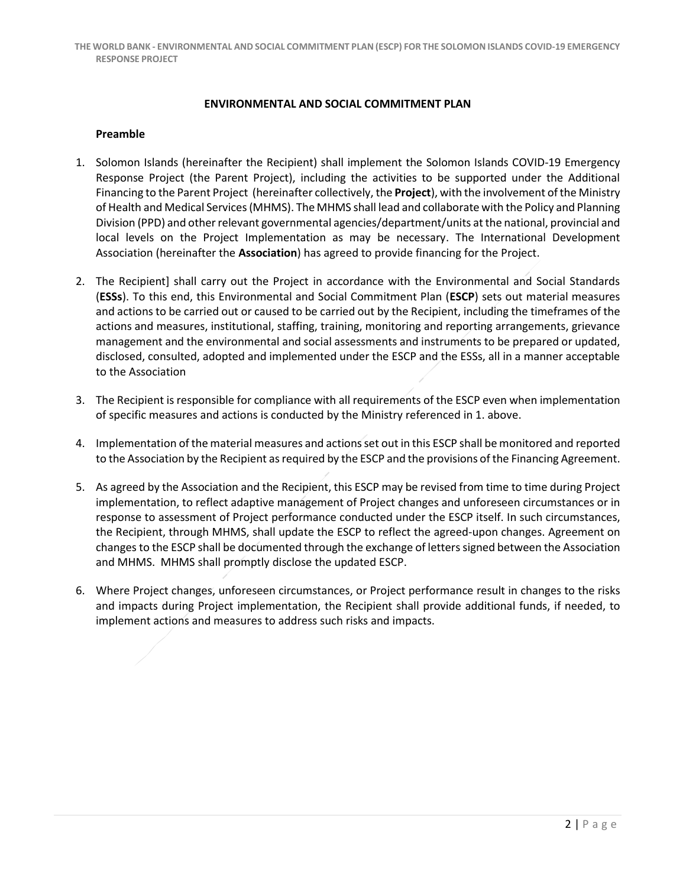## ENVIRONMENTAL AND SOCIAL COMMITMENT PLAN

### Preamble

1. Solomon Islands (hereinafter the Recipient) shall implement the Solomon Islands COVID-19 Emergency Response Project (the Parent Project), including the activities to be supported under the Additional Financing to the Parent Project (hereinafter collectively, the **Project**), with the involvement of the Ministry of Health and Medical Services (MHMS). The MHMS shall lead and collaborate with the Policy and Planning Division (PPD) and other relevant governmental agencies/department/units at the national, provincial and local levels on the Project Implementation as may be necessary. The International Development Association (hereinafter the **Association**) has agreed to provide financing for the Project.

2. The Recipient] shall carry out the Project in accordance with the Environmental and Social Standards (**ESSs**). To this end, this Environmental and Social Commitment Plan (**ESCP**) sets out material measures and actions to be carried out or caused to be carried out by the Recipient, including the timeframes of the actions and measures, institutional, staffing, training, monitoring and reporting arrangements, grievance management and the environmental and social assessments and instruments to be prepared or updated, disclosed, consulted, adopted and implemented under the ESCP and the ESSs, all in a manner acceptable to the Association

3. The Recipient is responsible for compliance with all requirements of the ESCP even when implementation of specific measures and actions is conducted by the Ministry referenced in 1. above.

4. Implementation of the material measures and actions set out in this ESCP shall be monitored and reported to the Association by the Recipient as required by the ESCP and the provisions of the Financing Agreement.

5. As agreed by the Association and the Recipient, this ESCP may be revised from time to time during Project implementation, to reflect adaptive management of Project changes and unforeseen circumstances or in response to assessment of Project performance conducted under the ESCP itself. In such circumstances, the Recipient, through MHMS, shall update the ESCP to reflect the agreed-upon changes. Agreement on changes to the ESCP shall be documented through the exchange of letters signed between the Association and MHMS. MHMS shall promptly disclose the updated ESCP.

6. Where Project changes, unforeseen circumstances, or Project performance result in changes to the risks and impacts during Project implementation, the Recipient shall provide additional funds, if needed, to implement actions and measures to address such risks and impacts.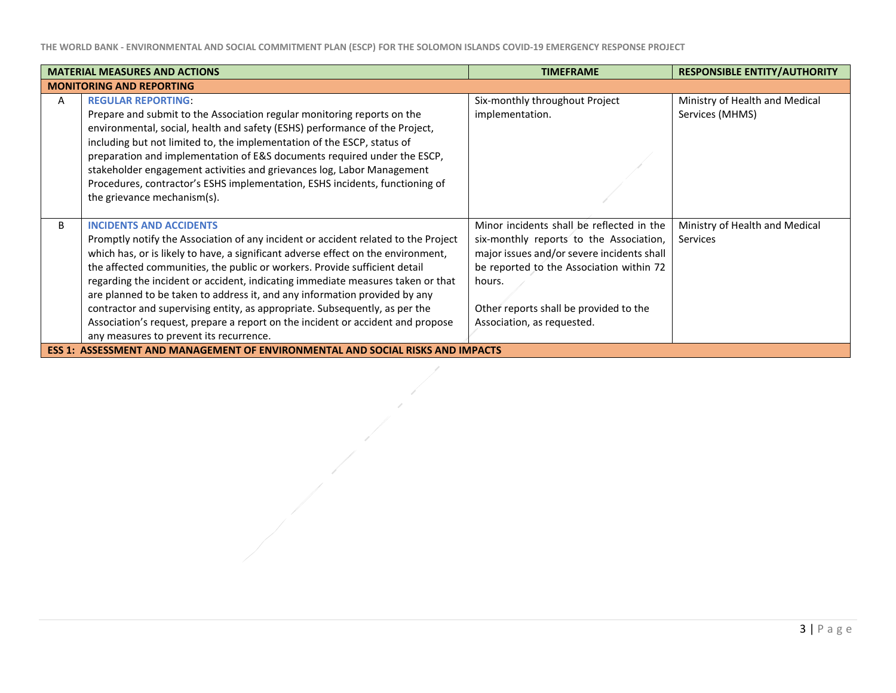| | MATERIAL MEASURES AND ACTIONS | TIMEFRAME | RESPONSIBLE ENTITY/AUTHORITY |
|---|---|---|---|
| **MONITORING AND REPORTING** | | | |
| A | **REGULAR REPORTING**:<br>Prepare and submit to the Association regular monitoring reports on the environmental, social, health and safety (ESHS) performance of the Project, including but not limited to, the implementation of the ESCP, status of preparation and implementation of E&S documents required under the ESCP, stakeholder engagement activities and grievances log, Labor Management Procedures, contractor's ESHS implementation, ESHS incidents, functioning of the grievance mechanism(s). | Six-monthly throughout Project implementation. | Ministry of Health and Medical Services (MHMS) |
| B | **INCIDENTS AND ACCIDENTS**<br>Promptly notify the Association of any incident or accident related to the Project which has, or is likely to have, a significant adverse effect on the environment, the affected communities, the public or workers. Provide sufficient detail regarding the incident or accident, indicating immediate measures taken or that are planned to be taken to address it, and any information provided by any contractor and supervising entity, as appropriate. Subsequently, as per the Association's request, prepare a report on the incident or accident and propose any measures to prevent its recurrence. | Minor incidents shall be reflected in the six-monthly reports to the Association, major issues and/or severe incidents shall be reported to the Association within 72 hours.<br><br>Other reports shall be provided to the Association, as requested. | Ministry of Health and Medical Services |
| **ESS 1: ASSESSMENT AND MANAGEMENT OF ENVIRONMENTAL AND SOCIAL RISKS AND IMPACTS** | | | |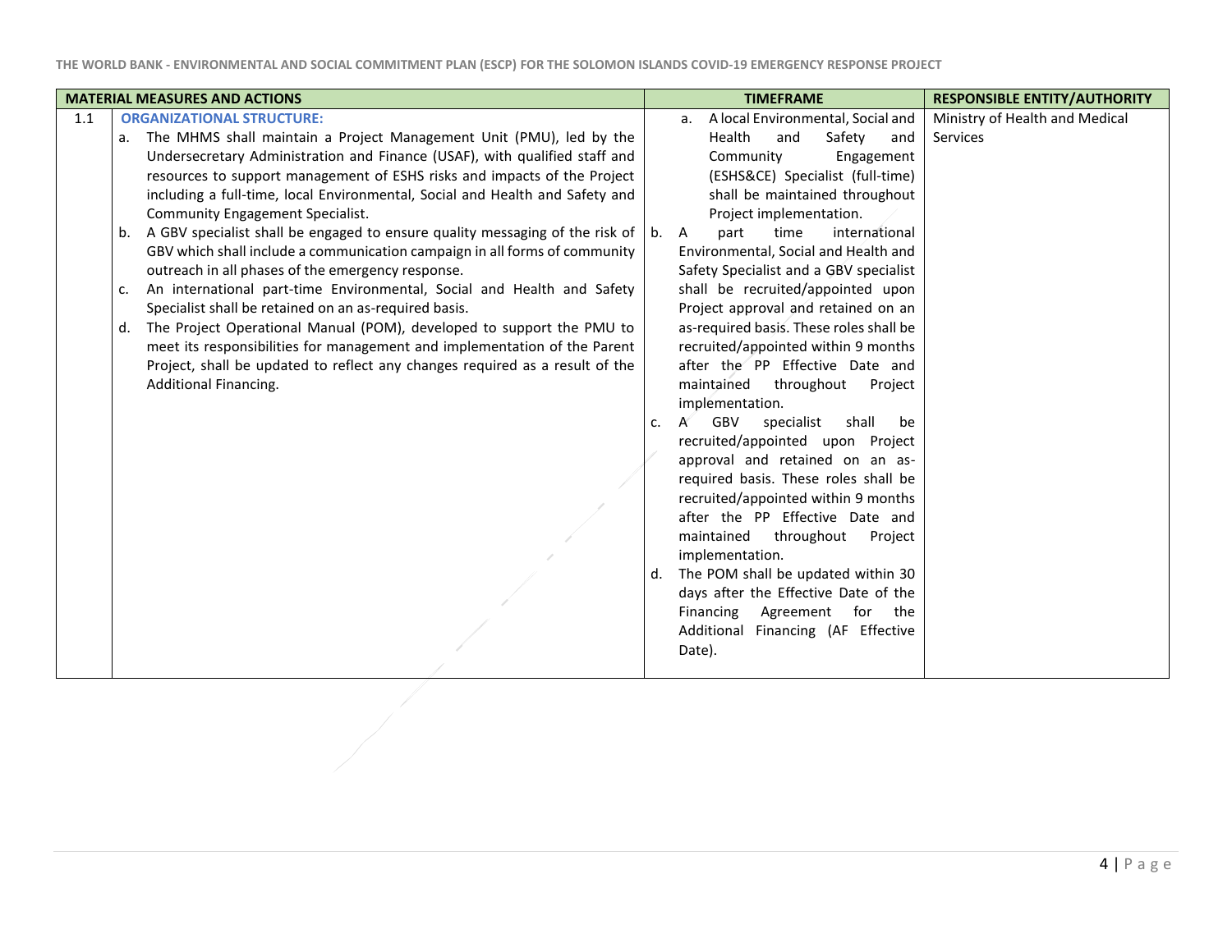| MATERIAL MEASURES AND ACTIONS | | TIMEFRAME | RESPONSIBLE ENTITY/AUTHORITY |
|---|---|---|---|
| 1.1 | **ORGANIZATIONAL STRUCTURE:**<br>a. The MHMS shall maintain a Project Management Unit (PMU), led by the Undersecretary Administration and Finance (USAF), with qualified staff and resources to support management of ESHS risks and impacts of the Project including a full-time, local Environmental, Social and Health and Safety and Community Engagement Specialist.<br>b. A GBV specialist shall be engaged to ensure quality messaging of the risk of GBV which shall include a communication campaign in all forms of community outreach in all phases of the emergency response.<br>c. An international part-time Environmental, Social and Health and Safety Specialist shall be retained on an as-required basis.<br>d. The Project Operational Manual (POM), developed to support the PMU to meet its responsibilities for management and implementation of the Parent Project, shall be updated to reflect any changes required as a result of the Additional Financing. | a. A local Environmental, Social and Health and Safety and Community Engagement (ESHS&CE) Specialist (full-time) shall be maintained throughout Project implementation.<br>b. A part time international Environmental, Social and Health and Safety Specialist and a GBV specialist shall be recruited/appointed upon Project approval and retained on an as-required basis. These roles shall be recruited/appointed within 9 months after the PP Effective Date and maintained throughout Project implementation.<br>c. A GBV specialist shall be recruited/appointed upon Project approval and retained on an as-required basis. These roles shall be recruited/appointed within 9 months after the PP Effective Date and maintained throughout Project implementation.<br>d. The POM shall be updated within 30 days after the Effective Date of the Financing Agreement for the Additional Financing (AF Effective Date). | Ministry of Health and Medical Services |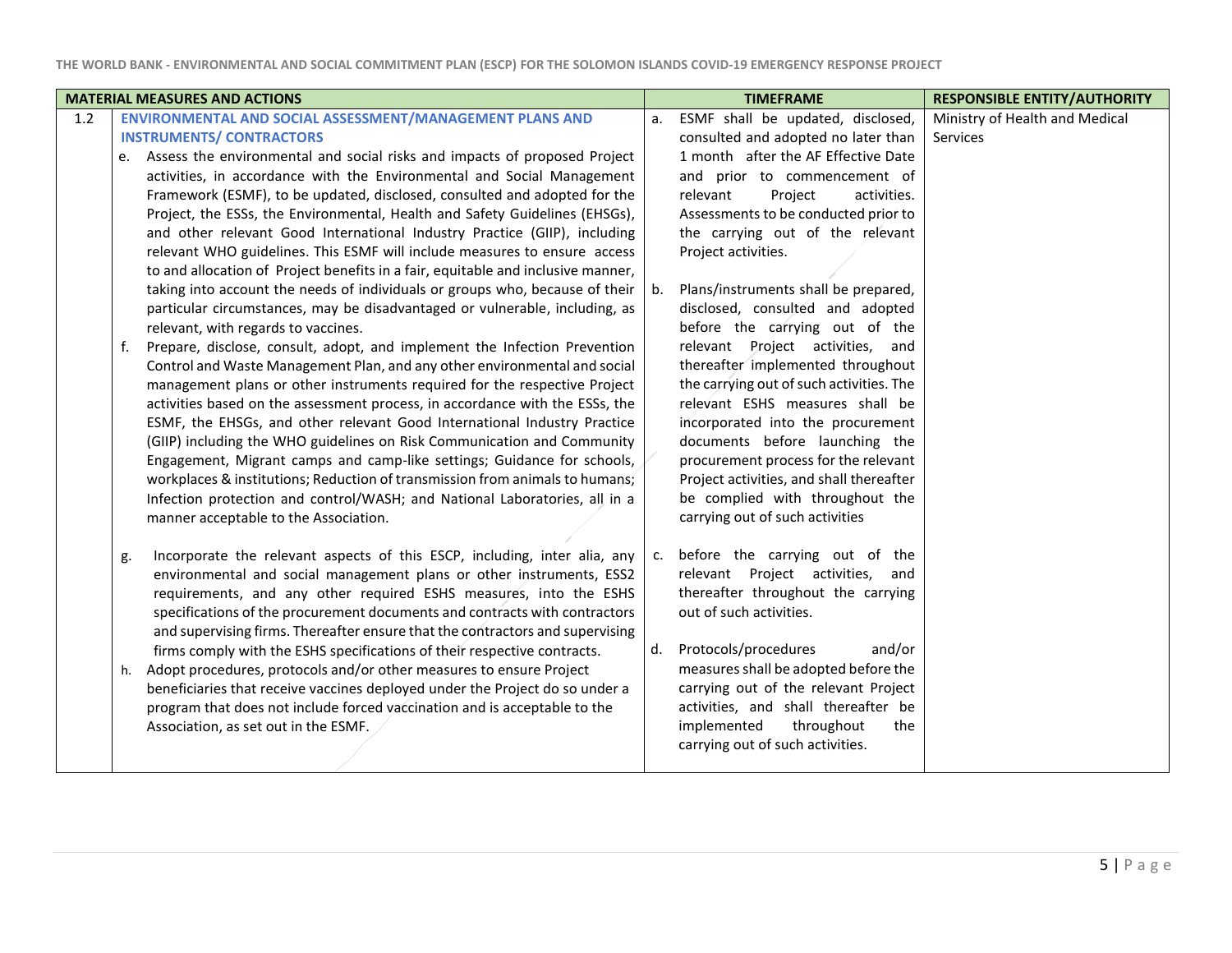| MATERIAL MEASURES AND ACTIONS | | TIMEFRAME | RESPONSIBLE ENTITY/AUTHORITY |
|---|---|---|---|
| 1.2 | **ENVIRONMENTAL AND SOCIAL ASSESSMENT/MANAGEMENT PLANS AND INSTRUMENTS/ CONTRACTORS**<br>e. Assess the environmental and social risks and impacts of proposed Project activities, in accordance with the Environmental and Social Management Framework (ESMF), to be updated, disclosed, consulted and adopted for the Project, the ESSs, the Environmental, Health and Safety Guidelines (EHSGs), and other relevant Good International Industry Practice (GIIP), including relevant WHO guidelines. This ESMF will include measures to ensure access to and allocation of Project benefits in a fair, equitable and inclusive manner, taking into account the needs of individuals or groups who, because of their particular circumstances, may be disadvantaged or vulnerable, including, as relevant, with regards to vaccines.<br>f. Prepare, disclose, consult, adopt, and implement the Infection Prevention Control and Waste Management Plan, and any other environmental and social management plans or other instruments required for the respective Project activities based on the assessment process, in accordance with the ESSs, the ESMF, the EHSGs, and other relevant Good International Industry Practice (GIIP) including the WHO guidelines on Risk Communication and Community Engagement, Migrant camps and camp-like settings; Guidance for schools, workplaces & institutions; Reduction of transmission from animals to humans; Infection protection and control/WASH; and National Laboratories, all in a manner acceptable to the Association.<br>g. Incorporate the relevant aspects of this ESCP, including, inter alia, any environmental and social management plans or other instruments, ESS2 requirements, and any other required ESHS measures, into the ESHS specifications of the procurement documents and contracts with contractors and supervising firms. Thereafter ensure that the contractors and supervising firms comply with the ESHS specifications of their respective contracts.<br>h. Adopt procedures, protocols and/or other measures to ensure Project beneficiaries that receive vaccines deployed under the Project do so under a program that does not include forced vaccination and is acceptable to the Association, as set out in the ESMF. | a. ESMF shall be updated, disclosed, consulted and adopted no later than 1 month after the AF Effective Date and prior to commencement of relevant Project activities. Assessments to be conducted prior to the carrying out of the relevant Project activities.<br>b. Plans/instruments shall be prepared, disclosed, consulted and adopted before the carrying out of the relevant Project activities, and thereafter implemented throughout the carrying out of such activities. The relevant ESHS measures shall be incorporated into the procurement documents before launching the procurement process for the relevant Project activities, and shall thereafter be complied with throughout the carrying out of such activities<br>c. before the carrying out of the relevant Project activities, and thereafter throughout the carrying out of such activities.<br>d. Protocols/procedures and/or measures shall be adopted before the carrying out of the relevant Project activities, and shall thereafter be implemented throughout the carrying out of such activities. | Ministry of Health and Medical Services |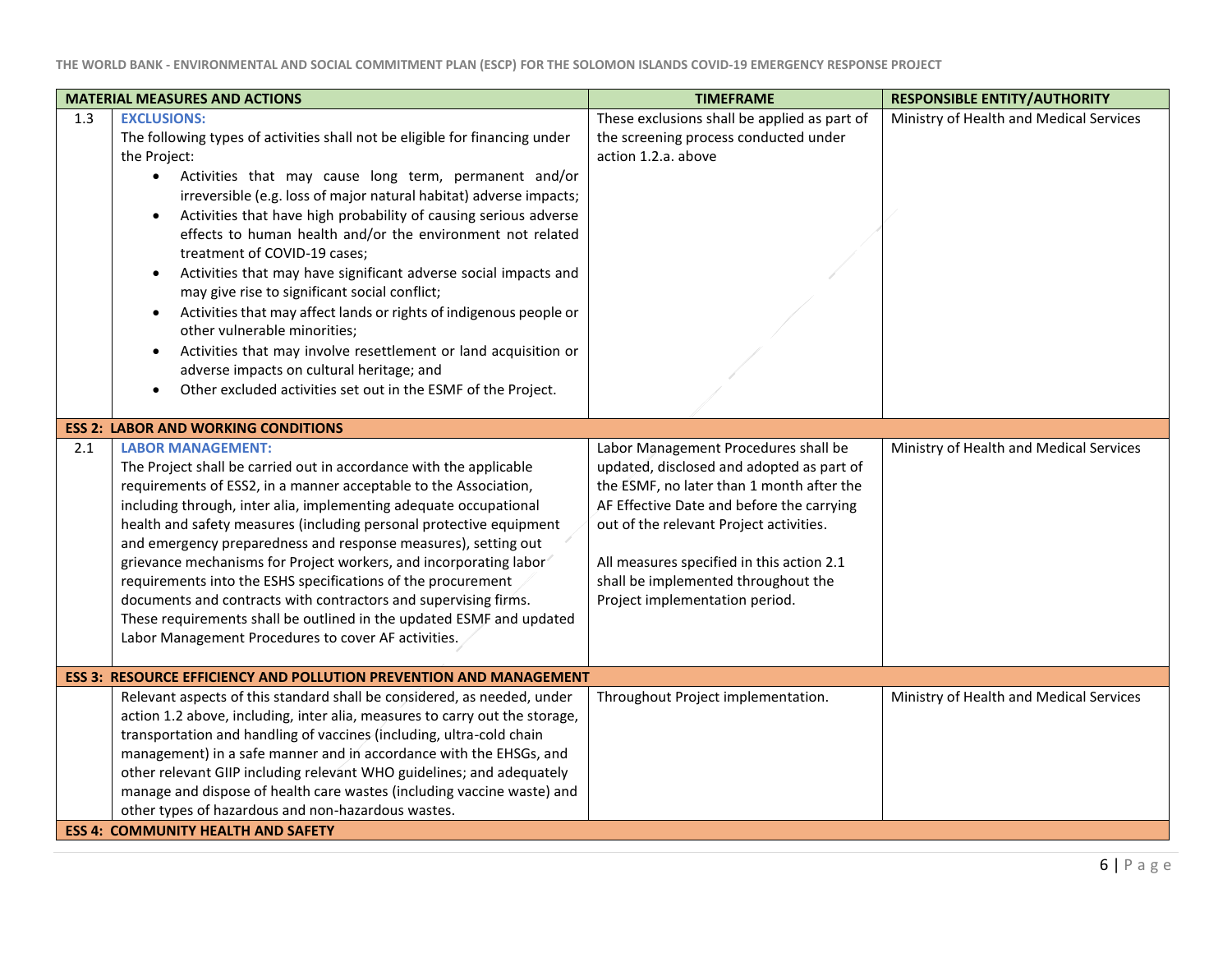| MATERIAL MEASURES AND ACTIONS | | TIMEFRAME | RESPONSIBLE ENTITY/AUTHORITY |
|---|---|---|---|
| 1.3 | **EXCLUSIONS:**<br>The following types of activities shall not be eligible for financing under the Project:<br>• Activities that may cause long term, permanent and/or irreversible (e.g. loss of major natural habitat) adverse impacts;<br>• Activities that have high probability of causing serious adverse effects to human health and/or the environment not related treatment of COVID-19 cases;<br>• Activities that may have significant adverse social impacts and may give rise to significant social conflict;<br>• Activities that may affect lands or rights of indigenous people or other vulnerable minorities;<br>• Activities that may involve resettlement or land acquisition or adverse impacts on cultural heritage; and<br>• Other excluded activities set out in the ESMF of the Project. | These exclusions shall be applied as part of the screening process conducted under action 1.2.a. above | Ministry of Health and Medical Services |
| **ESS 2: LABOR AND WORKING CONDITIONS** | | | |
| 2.1 | **LABOR MANAGEMENT:**<br>The Project shall be carried out in accordance with the applicable requirements of ESS2, in a manner acceptable to the Association, including through, inter alia, implementing adequate occupational health and safety measures (including personal protective equipment and emergency preparedness and response measures), setting out grievance mechanisms for Project workers, and incorporating labor requirements into the ESHS specifications of the procurement documents and contracts with contractors and supervising firms. These requirements shall be outlined in the updated ESMF and updated Labor Management Procedures to cover AF activities. | Labor Management Procedures shall be updated, disclosed and adopted as part of the ESMF, no later than 1 month after the AF Effective Date and before the carrying out of the relevant Project activities.<br><br>All measures specified in this action 2.1 shall be implemented throughout the Project implementation period. | Ministry of Health and Medical Services |
| **ESS 3: RESOURCE EFFICIENCY AND POLLUTION PREVENTION AND MANAGEMENT** | | | |
| | Relevant aspects of this standard shall be considered, as needed, under action 1.2 above, including, inter alia, measures to carry out the storage, transportation and handling of vaccines (including, ultra-cold chain management) in a safe manner and in accordance with the EHSGs, and other relevant GIIP including relevant WHO guidelines; and adequately manage and dispose of health care wastes (including vaccine waste) and other types of hazardous and non-hazardous wastes. | Throughout Project implementation. | Ministry of Health and Medical Services |
| **ESS 4: COMMUNITY HEALTH AND SAFETY** | | | |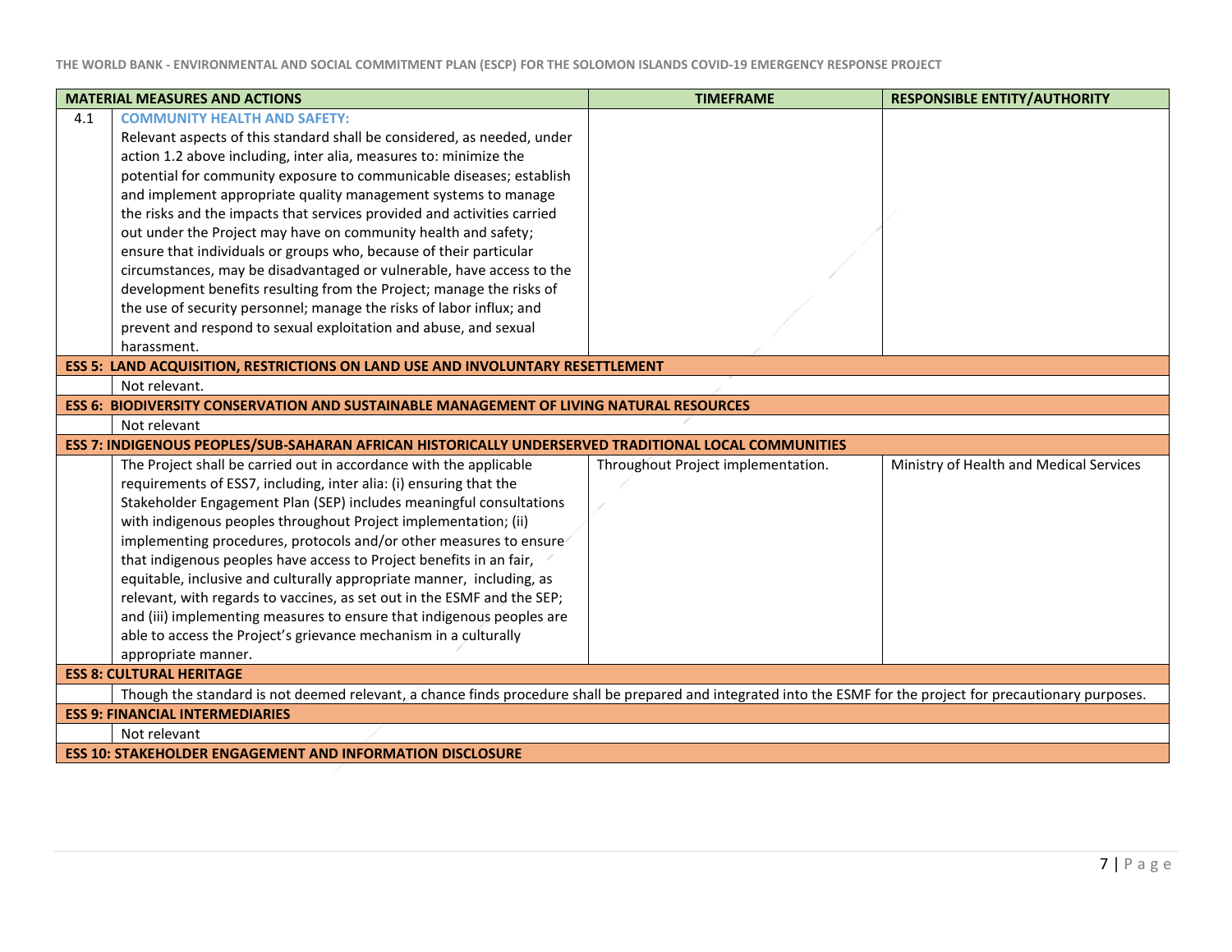| | MATERIAL MEASURES AND ACTIONS | TIMEFRAME | RESPONSIBLE ENTITY/AUTHORITY |
|---|---|---|---|
| 4.1 | **COMMUNITY HEALTH AND SAFETY:** Relevant aspects of this standard shall be considered, as needed, under action 1.2 above including, inter alia, measures to: minimize the potential for community exposure to communicable diseases; establish and implement appropriate quality management systems to manage the risks and the impacts that services provided and activities carried out under the Project may have on community health and safety; ensure that individuals or groups who, because of their particular circumstances, may be disadvantaged or vulnerable, have access to the development benefits resulting from the Project; manage the risks of the use of security personnel; manage the risks of labor influx; and prevent and respond to sexual exploitation and abuse, and sexual harassment. | | |
| **ESS 5: LAND ACQUISITION, RESTRICTIONS ON LAND USE AND INVOLUNTARY RESETTLEMENT** | | | |
| | Not relevant. | | |
| **ESS 6: BIODIVERSITY CONSERVATION AND SUSTAINABLE MANAGEMENT OF LIVING NATURAL RESOURCES** | | | |
| | Not relevant | | |
| **ESS 7: INDIGENOUS PEOPLES/SUB-SAHARAN AFRICAN HISTORICALLY UNDERSERVED TRADITIONAL LOCAL COMMUNITIES** | | | |
| | The Project shall be carried out in accordance with the applicable requirements of ESS7, including, inter alia: (i) ensuring that the Stakeholder Engagement Plan (SEP) includes meaningful consultations with indigenous peoples throughout Project implementation; (ii) implementing procedures, protocols and/or other measures to ensure that indigenous peoples have access to Project benefits in an fair, equitable, inclusive and culturally appropriate manner, including, as relevant, with regards to vaccines, as set out in the ESMF and the SEP; and (iii) implementing measures to ensure that indigenous peoples are able to access the Project's grievance mechanism in a culturally appropriate manner. | Throughout Project implementation. | Ministry of Health and Medical Services |
| **ESS 8: CULTURAL HERITAGE** | | | |
| | Though the standard is not deemed relevant, a chance finds procedure shall be prepared and integrated into the ESMF for the project for precautionary purposes. | | |
| **ESS 9: FINANCIAL INTERMEDIARIES** | | | |
| | Not relevant | | |
| **ESS 10: STAKEHOLDER ENGAGEMENT AND INFORMATION DISCLOSURE** | | | |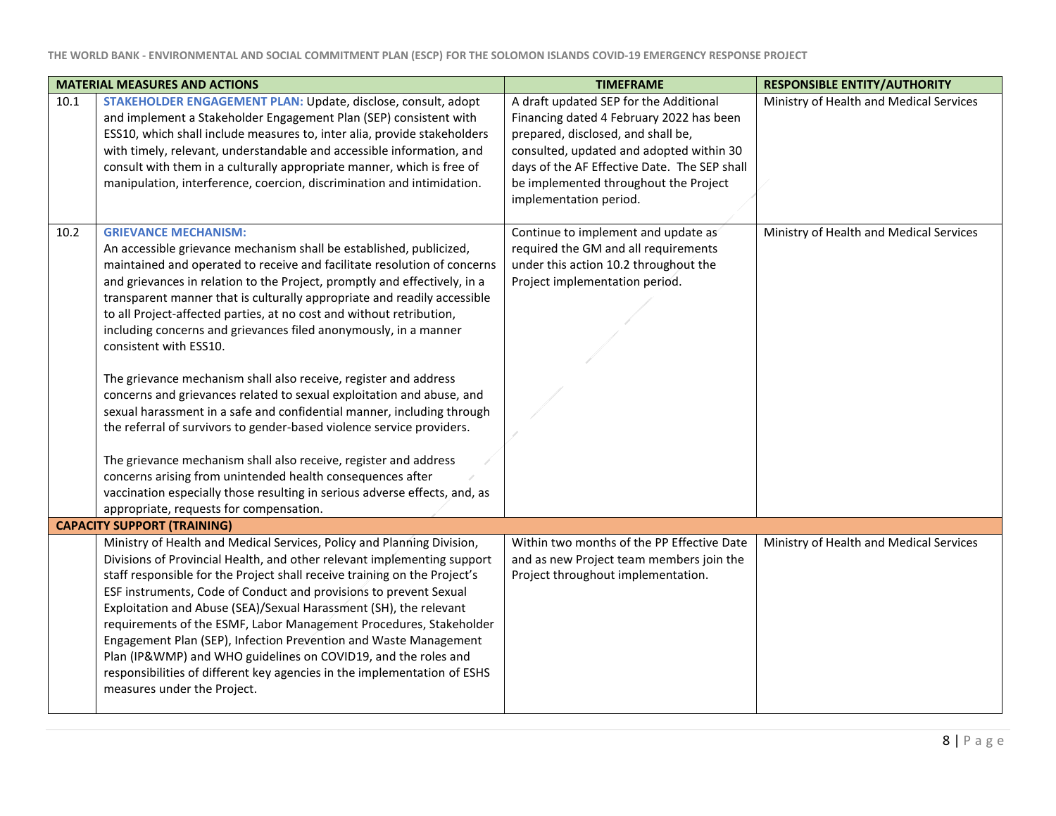| | MATERIAL MEASURES AND ACTIONS | TIMEFRAME | RESPONSIBLE ENTITY/AUTHORITY |
|---|---|---|---|
| 10.1 | **STAKEHOLDER ENGAGEMENT PLAN:** Update, disclose, consult, adopt and implement a Stakeholder Engagement Plan (SEP) consistent with ESS10, which shall include measures to, inter alia, provide stakeholders with timely, relevant, understandable and accessible information, and consult with them in a culturally appropriate manner, which is free of manipulation, interference, coercion, discrimination and intimidation. | A draft updated SEP for the Additional Financing dated 4 February 2022 has been prepared, disclosed, and shall be, consulted, updated and adopted within 30 days of the AF Effective Date. The SEP shall be implemented throughout the Project implementation period. | Ministry of Health and Medical Services |
| 10.2 | **GRIEVANCE MECHANISM:**<br>An accessible grievance mechanism shall be established, publicized, maintained and operated to receive and facilitate resolution of concerns and grievances in relation to the Project, promptly and effectively, in a transparent manner that is culturally appropriate and readily accessible to all Project-affected parties, at no cost and without retribution, including concerns and grievances filed anonymously, in a manner consistent with ESS10.<br><br>The grievance mechanism shall also receive, register and address concerns and grievances related to sexual exploitation and abuse, and sexual harassment in a safe and confidential manner, including through the referral of survivors to gender-based violence service providers.<br><br>The grievance mechanism shall also receive, register and address concerns arising from unintended health consequences after vaccination especially those resulting in serious adverse effects, and, as appropriate, requests for compensation. | Continue to implement and update as required the GM and all requirements under this action 10.2 throughout the Project implementation period. | Ministry of Health and Medical Services |
| **CAPACITY SUPPORT (TRAINING)** | | | |
| | Ministry of Health and Medical Services, Policy and Planning Division, Divisions of Provincial Health, and other relevant implementing support staff responsible for the Project shall receive training on the Project's ESF instruments, Code of Conduct and provisions to prevent Sexual Exploitation and Abuse (SEA)/Sexual Harassment (SH), the relevant requirements of the ESMF, Labor Management Procedures, Stakeholder Engagement Plan (SEP), Infection Prevention and Waste Management Plan (IP&WMP) and WHO guidelines on COVID19, and the roles and responsibilities of different key agencies in the implementation of ESHS measures under the Project. | Within two months of the PP Effective Date and as new Project team members join the Project throughout implementation. | Ministry of Health and Medical Services |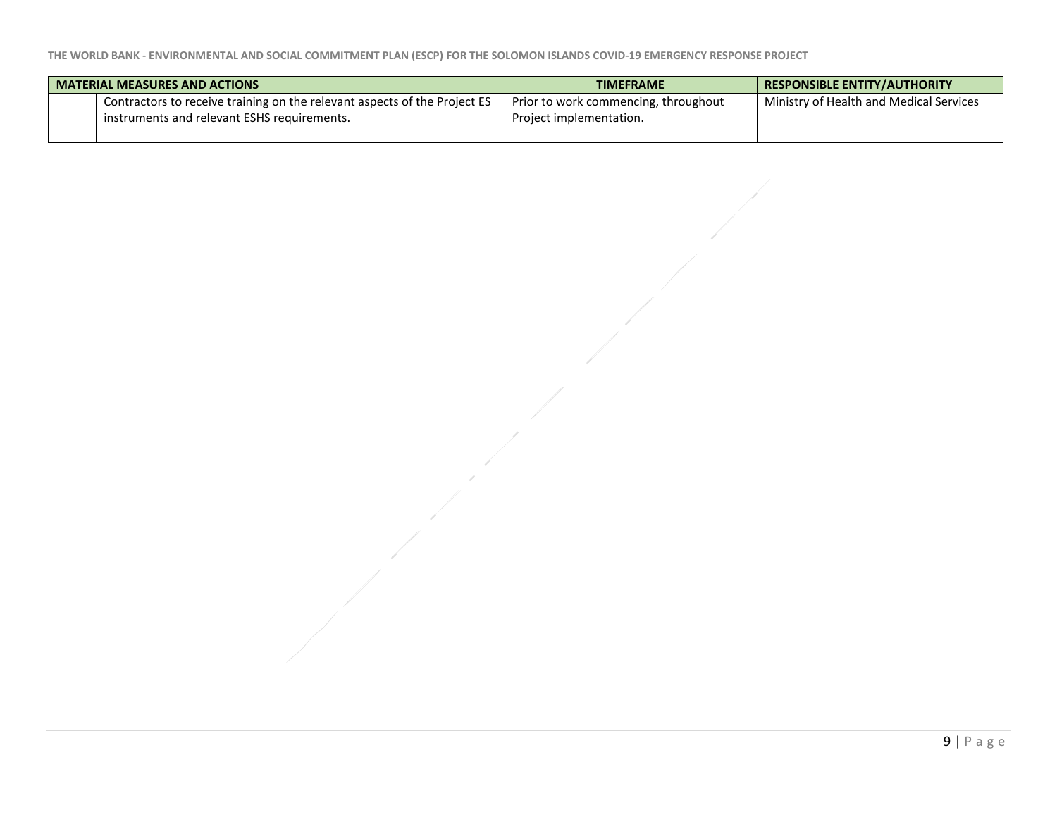| MATERIAL MEASURES AND ACTIONS | | TIMEFRAME | RESPONSIBLE ENTITY/AUTHORITY |
| --- | --- | --- | --- |
| | Contractors to receive training on the relevant aspects of the Project ES instruments and relevant ESHS requirements. | Prior to work commencing, throughout Project implementation. | Ministry of Health and Medical Services |